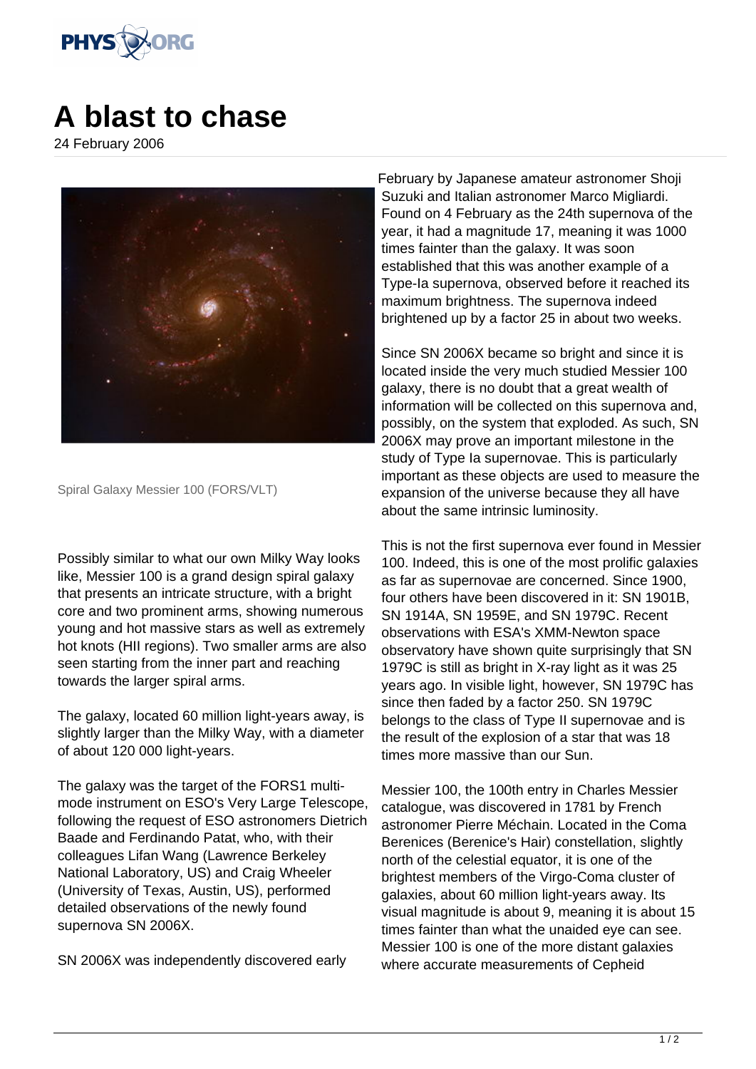# A blast to chase

24 February 2006

Spiral Galaxy Messier 100 (FORS/VLT)

Possibly similar to what our own Milky Way looks like, Messier 100 is a grand design spiral galaxy that presents an intricate structure, with a bright core and two prominent arms, showing numerous young and hot massive stars as well as extremely hot knots (HII regions). Two smaller arms are also seen starting from the inner part and reaching towards the larger spiral arms.

The galaxy, located 60 million light-years away, is slightly larger than the Milky Way, with a diameter of about 120 000 light-years.

The galaxy was the target of the FORS1 multi-mode instrument on ESO's Very Large Telescope, following the request of ESO astronomers Dietrich Baade and Ferdinando Patat, who, with their colleagues Lifan Wang (Lawrence Berkeley National Laboratory, US) and Craig Wheeler (University of Texas, Austin, US), performed detailed observations of the newly found supernova SN 2006X.

SN 2006X was independently discovered early February by Japanese amateur astronomer Shoji Suzuki and Italian astronomer Marco Migliardi. Found on 4 February as the 24th supernova of the year, it had a magnitude 17, meaning it was 1000 times fainter than the galaxy. It was soon established that this was another example of a Type-Ia supernova, observed before it reached its maximum brightness. The supernova indeed brightened up by a factor 25 in about two weeks.

Since SN 2006X became so bright and since it is located inside the very much studied Messier 100 galaxy, there is no doubt that a great wealth of information will be collected on this supernova and, possibly, on the system that exploded. As such, SN 2006X may prove an important milestone in the study of Type Ia supernovae. This is particularly important as these objects are used to measure the expansion of the universe because they all have about the same intrinsic luminosity.

This is not the first supernova ever found in Messier 100. Indeed, this is one of the most prolific galaxies as far as supernovae are concerned. Since 1900, four others have been discovered in it: SN 1901B, SN 1914A, SN 1959E, and SN 1979C. Recent observations with ESA's XMM-Newton space observatory have shown quite surprisingly that SN 1979C is still as bright in X-ray light as it was 25 years ago. In visible light, however, SN 1979C has since then faded by a factor 250. SN 1979C belongs to the class of Type II supernovae and is the result of the explosion of a star that was 18 times more massive than our Sun.

Messier 100, the 100th entry in Charles Messier catalogue, was discovered in 1781 by French astronomer Pierre Méchain. Located in the Coma Berenices (Berenice's Hair) constellation, slightly north of the celestial equator, it is one of the brightest members of the Virgo-Coma cluster of galaxies, about 60 million light-years away. Its visual magnitude is about 9, meaning it is about 15 times fainter than what the unaided eye can see. Messier 100 is one of the more distant galaxies where accurate measurements of Cepheid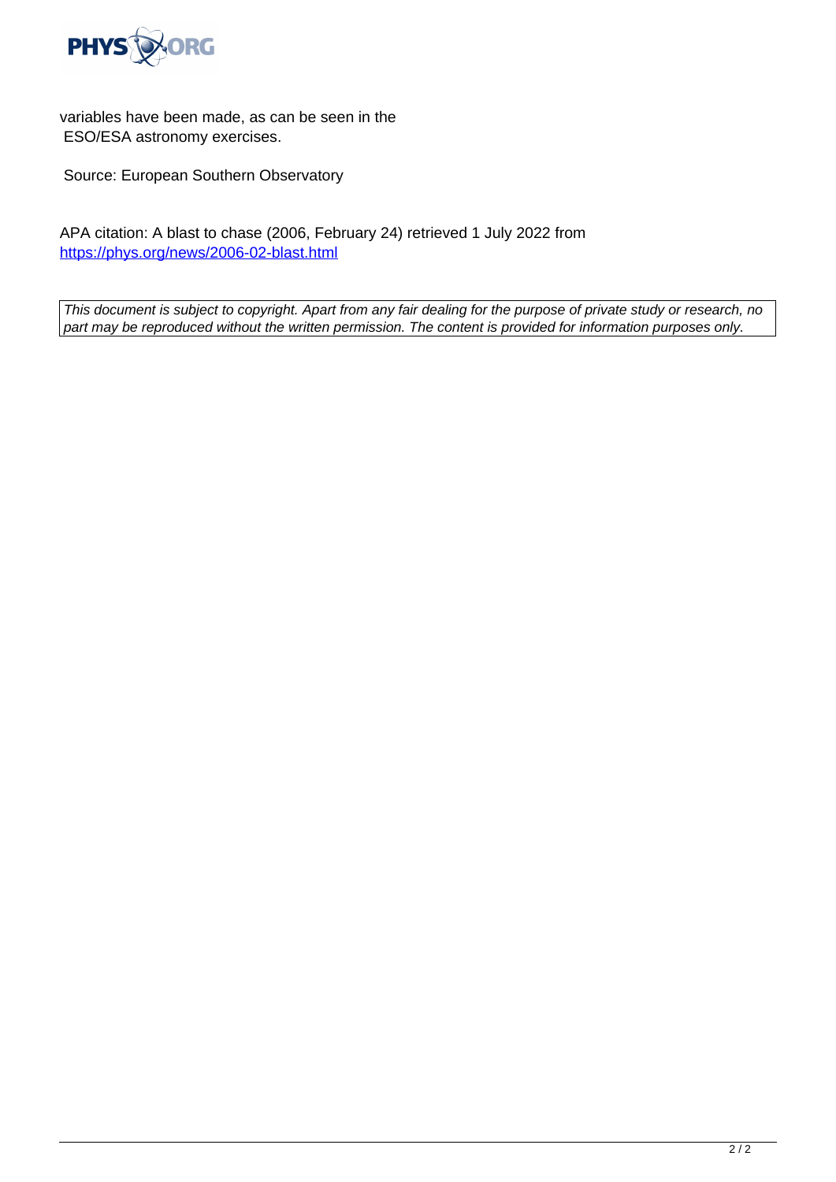variables have been made, as can be seen in the ESO/ESA astronomy exercises.

Source: European Southern Observatory

APA citation: A blast to chase (2006, February 24) retrieved 1 July 2022 from https://phys.org/news/2006-02-blast.html

*This document is subject to copyright. Apart from any fair dealing for the purpose of private study or research, no part may be reproduced without the written permission. The content is provided for information purposes only.*